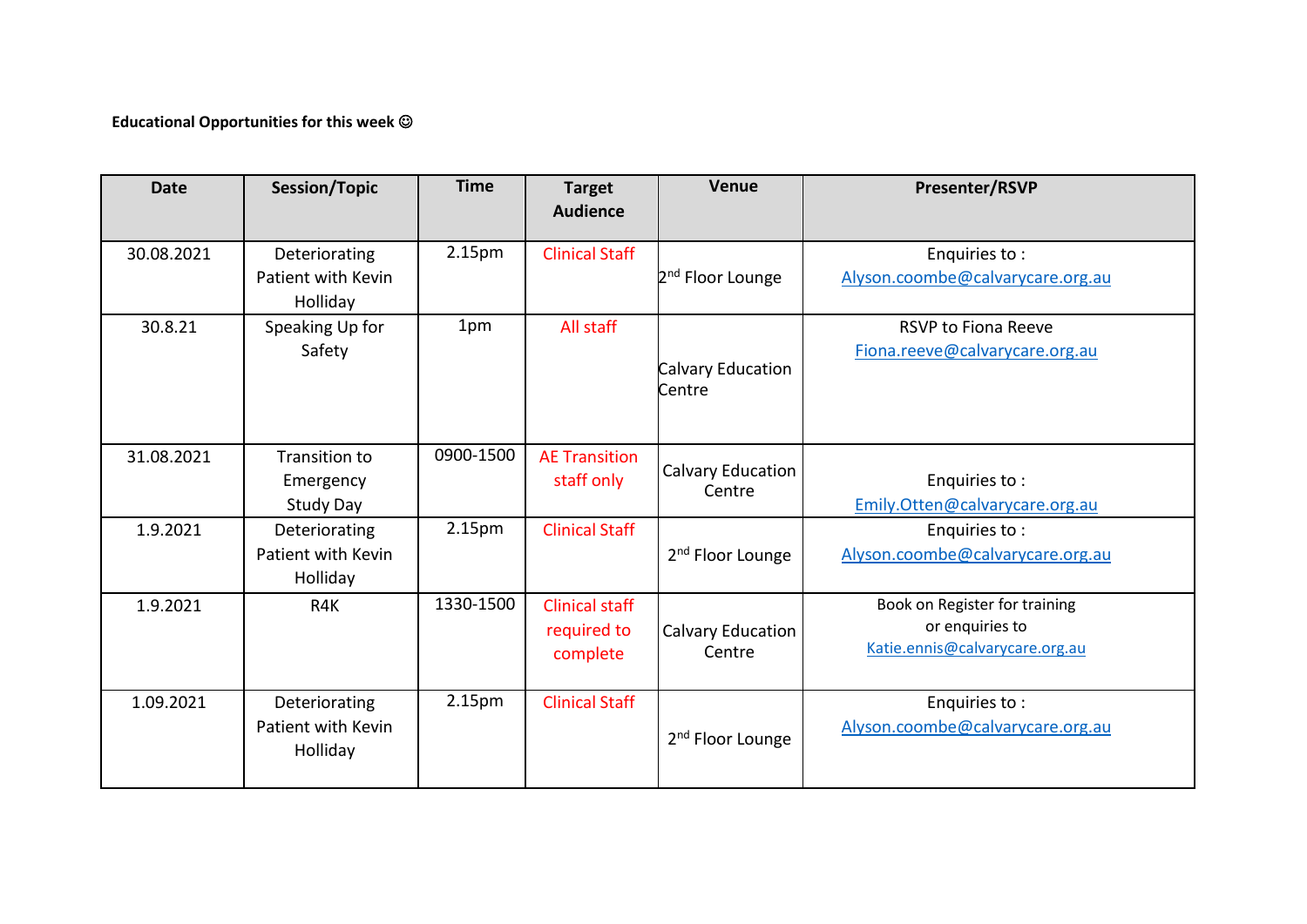**Educational Opportunities for this week ☺**

| Date | Session/Topic | Time | Target Audience | Venue | Presenter/RSVP |
|---|---|---|---|---|---|
| 30.08.2021 | Deteriorating Patient with Kevin Holliday | 2.15pm | Clinical Staff | 2nd Floor Lounge | Enquiries to : Alyson.coombe@calvarycare.org.au |
| 30.8.21 | Speaking Up for Safety | 1pm | All staff | Calvary Education Centre | RSVP to Fiona Reeve Fiona.reeve@calvarycare.org.au |
| 31.08.2021 | Transition to Emergency Study Day | 0900-1500 | AE Transition staff only | Calvary Education Centre | Enquiries to : Emily.Otten@calvarycare.org.au |
| 1.9.2021 | Deteriorating Patient with Kevin Holliday | 2.15pm | Clinical Staff | 2nd Floor Lounge | Enquiries to : Alyson.coombe@calvarycare.org.au |
| 1.9.2021 | R4K | 1330-1500 | Clinical staff required to complete | Calvary Education Centre | Book on Register for training or enquiries to Katie.ennis@calvarycare.org.au |
| 1.09.2021 | Deteriorating Patient with Kevin Holliday | 2.15pm | Clinical Staff | 2nd Floor Lounge | Enquiries to : Alyson.coombe@calvarycare.org.au |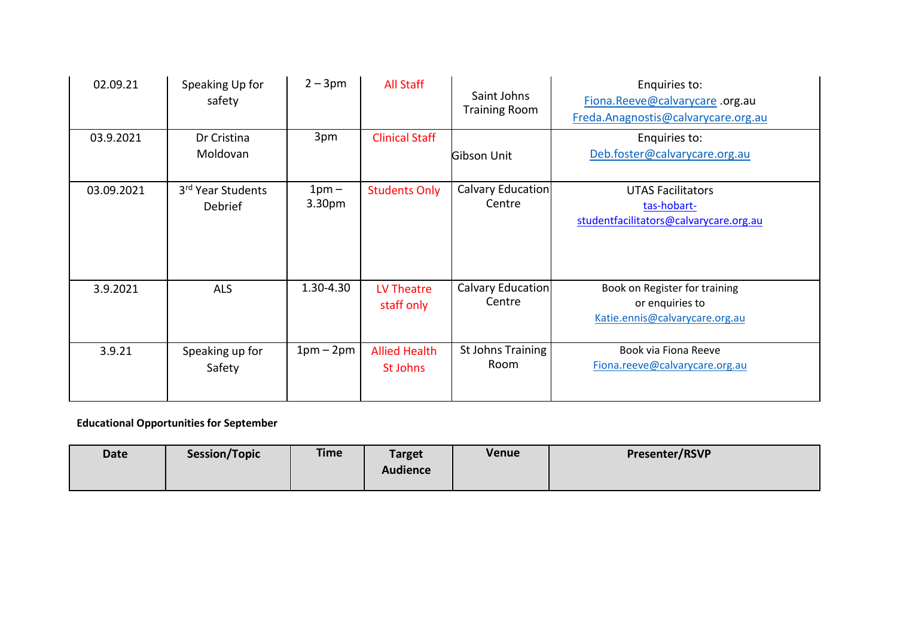| | | | | | |
|---|---|---|---|---|---|
| 02.09.21 | Speaking Up for safety | 2 – 3pm | All Staff | Saint Johns Training Room | Enquiries to: Fiona.Reeve@calvarycare .org.au Freda.Anagnostis@calvarycare.org.au |
| 03.9.2021 | Dr Cristina Moldovan | 3pm | Clinical Staff | Gibson Unit | Enquiries to: Deb.foster@calvarycare.org.au |
| 03.09.2021 | 3rd Year Students Debrief | 1pm – 3.30pm | Students Only | Calvary Education Centre | UTAS Facilitators tas-hobart-studentfacilitators@calvarycare.org.au |
| 3.9.2021 | ALS | 1.30-4.30 | LV Theatre staff only | Calvary Education Centre | Book on Register for training or enquiries to Katie.ennis@calvarycare.org.au |
| 3.9.21 | Speaking up for Safety | 1pm – 2pm | Allied Health St Johns | St Johns Training Room | Book via Fiona Reeve Fiona.reeve@calvarycare.org.au |

**Educational Opportunities for September**

| Date | Session/Topic | Time | Target Audience | Venue | Presenter/RSVP |
|---|---|---|---|---|---|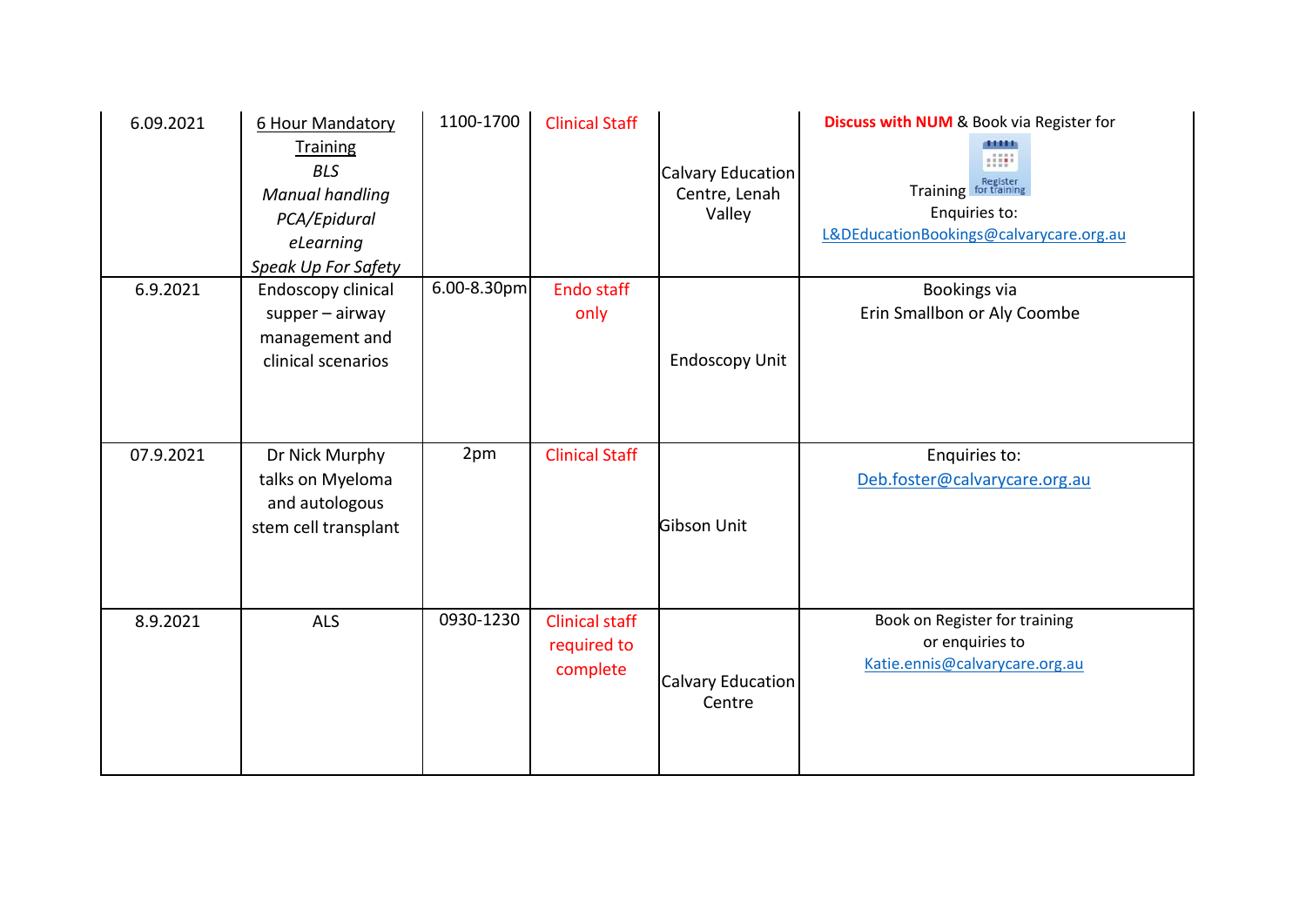| | | | | | |
|---|---|---|---|---|---|
| 6.09.2021 | 6 Hour Mandatory Training<br>*BLS*<br>*Manual handling*<br>*PCA/Epidural*<br>*eLearning*<br>*Speak Up For Safety* | 1100-1700 | Clinical Staff | Calvary Education Centre, Lenah Valley | **Discuss with NUM** & Book via Register for Training<br>Enquiries to:<br>L&DEducationBookings@calvarycare.org.au |
| 6.9.2021 | Endoscopy clinical supper – airway management and clinical scenarios | 6.00-8.30pm | Endo staff only | Endoscopy Unit | Bookings via<br>Erin Smallbon or Aly Coombe |
| 07.9.2021 | Dr Nick Murphy talks on Myeloma and autologous stem cell transplant | 2pm | Clinical Staff | Gibson Unit | Enquiries to:<br>Deb.foster@calvarycare.org.au |
| 8.9.2021 | ALS | 0930-1230 | Clinical staff required to complete | Calvary Education Centre | Book on Register for training or enquiries to<br>Katie.ennis@calvarycare.org.au |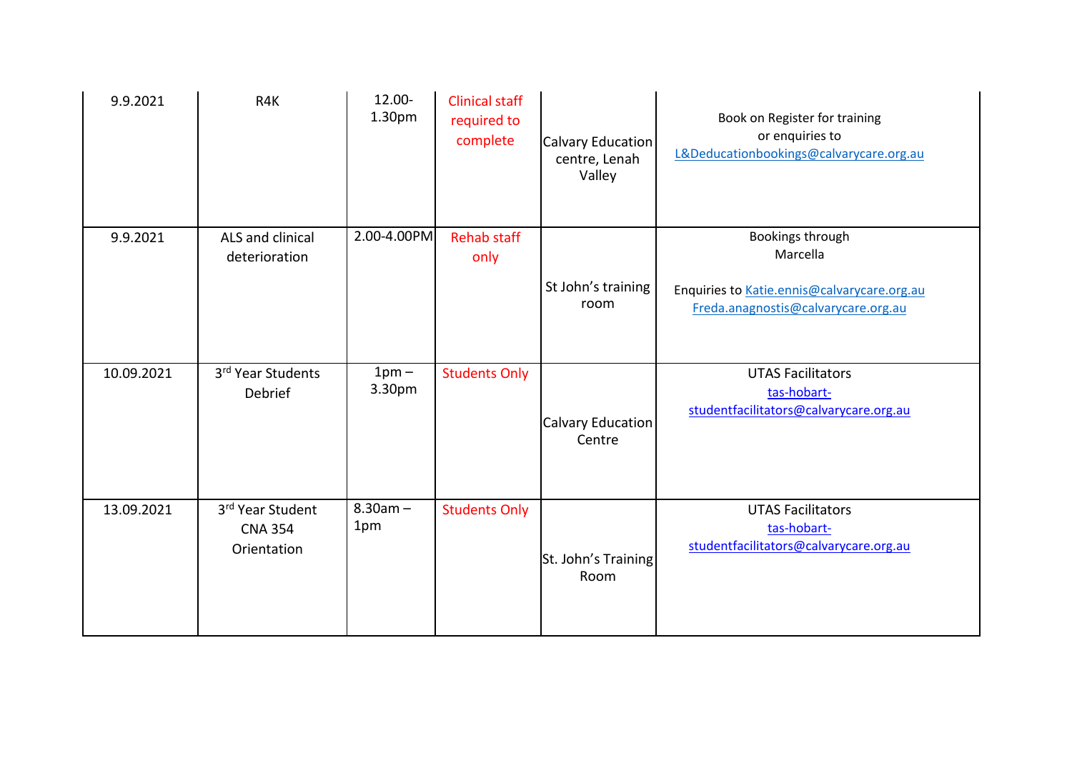| | | | | | |
|---|---|---|---|---|---|
| 9.9.2021 | R4K | 12.00-1.30pm | Clinical staff required to complete | Calvary Education centre, Lenah Valley | Book on Register for training or enquiries to L&Deducationbookings@calvarycare.org.au |
| 9.9.2021 | ALS and clinical deterioration | 2.00-4.00PM | Rehab staff only | St John's training room | Bookings through Marcella<br><br>Enquiries to Katie.ennis@calvarycare.org.au Freda.anagnostis@calvarycare.org.au |
| 10.09.2021 | 3rd Year Students Debrief | 1pm – 3.30pm | Students Only | Calvary Education Centre | UTAS Facilitators tas-hobart-studentfacilitators@calvarycare.org.au |
| 13.09.2021 | 3rd Year Student CNA 354 Orientation | 8.30am – 1pm | Students Only | St. John's Training Room | UTAS Facilitators tas-hobart-studentfacilitators@calvarycare.org.au |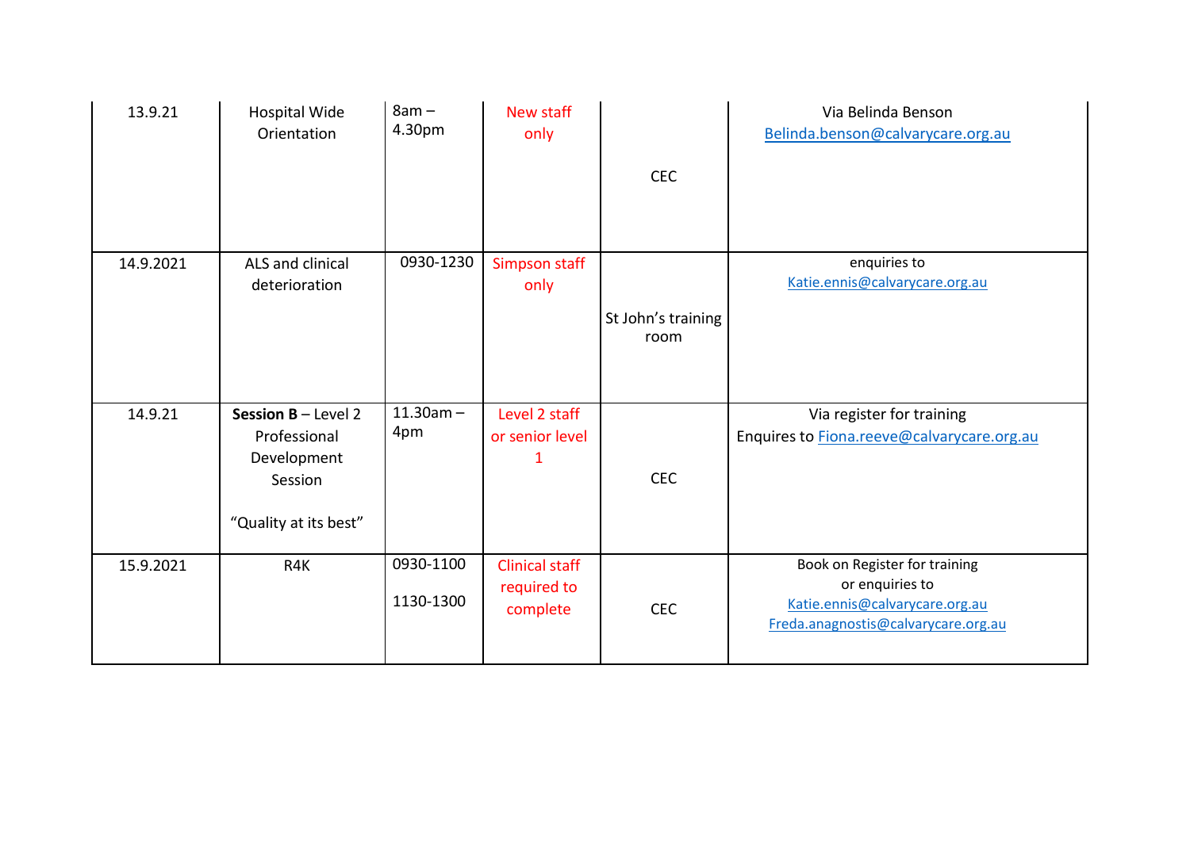| | | | | | |
|---|---|---|---|---|---|
| 13.9.21 | Hospital Wide Orientation | 8am – 4.30pm | New staff only | CEC | Via Belinda Benson Belinda.benson@calvarycare.org.au |
| 14.9.2021 | ALS and clinical deterioration | 0930-1230 | Simpson staff only | St John's training room | enquiries to Katie.ennis@calvarycare.org.au |
| 14.9.21 | **Session B** – Level 2 Professional Development Session<br><br>"Quality at its best" | 11.30am – 4pm | Level 2 staff or senior level 1 | CEC | Via register for training<br>Enquires to Fiona.reeve@calvarycare.org.au |
| 15.9.2021 | R4K | 0930-1100<br><br>1130-1300 | Clinical staff required to complete | CEC | Book on Register for training or enquiries to Katie.ennis@calvarycare.org.au Freda.anagnostis@calvarycare.org.au |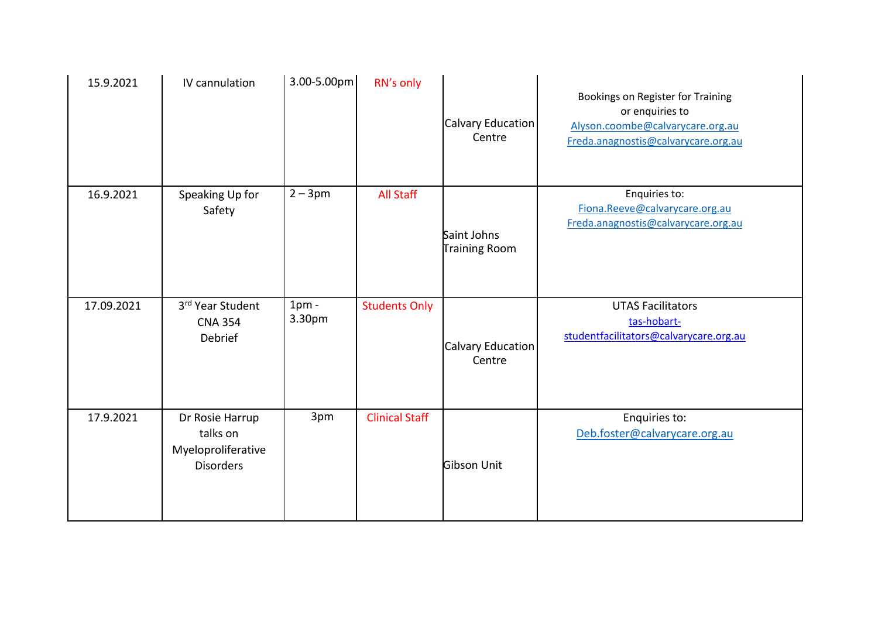| | | | | | |
|---|---|---|---|---|---|
| 15.9.2021 | IV cannulation | 3.00-5.00pm | RN's only | Calvary Education Centre | Bookings on Register for Training or enquiries to Alyson.coombe@calvarycare.org.au Freda.anagnostis@calvarycare.org.au |
| 16.9.2021 | Speaking Up for Safety | 2 – 3pm | All Staff | Saint Johns Training Room | Enquiries to: Fiona.Reeve@calvarycare.org.au Freda.anagnostis@calvarycare.org.au |
| 17.09.2021 | 3rd Year Student CNA 354 Debrief | 1pm - 3.30pm | Students Only | Calvary Education Centre | UTAS Facilitators tas-hobart-studentfacilitators@calvarycare.org.au |
| 17.9.2021 | Dr Rosie Harrup talks on Myeloproliferative Disorders | 3pm | Clinical Staff | Gibson Unit | Enquiries to: Deb.foster@calvarycare.org.au |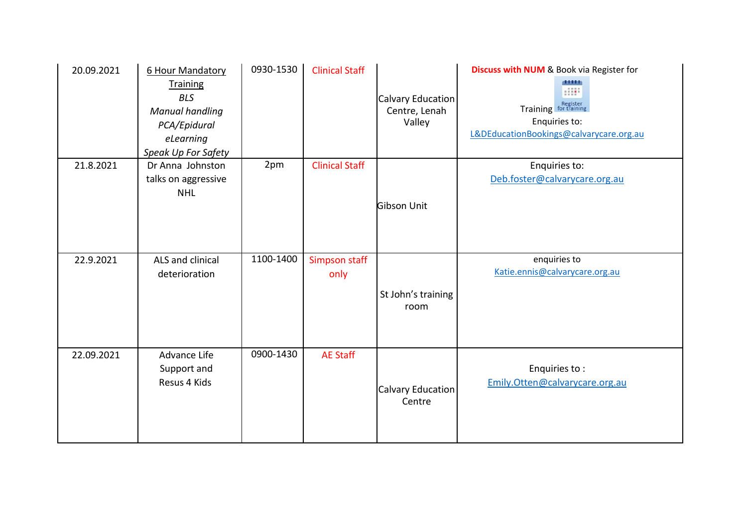| | | | | | |
|---|---|---|---|---|---|
| 20.09.2021 | 6 Hour Mandatory Training<br>*BLS*<br>*Manual handling*<br>*PCA/Epidural*<br>*eLearning*<br>*Speak Up For Safety* | 0930-1530 | Clinical Staff | Calvary Education Centre, Lenah Valley | **Discuss with NUM** & Book via Register for Training<br>Enquiries to:<br>L&DEducationBookings@calvarycare.org.au |
| 21.8.2021 | Dr Anna Johnston talks on aggressive NHL | 2pm | Clinical Staff | Gibson Unit | Enquiries to:<br>Deb.foster@calvarycare.org.au |
| 22.9.2021 | ALS and clinical deterioration | 1100-1400 | Simpson staff only | St John's training room | enquiries to<br>Katie.ennis@calvarycare.org.au |
| 22.09.2021 | Advance Life Support and Resus 4 Kids | 0900-1430 | AE Staff | Calvary Education Centre | Enquiries to :<br>Emily.Otten@calvarycare.org.au |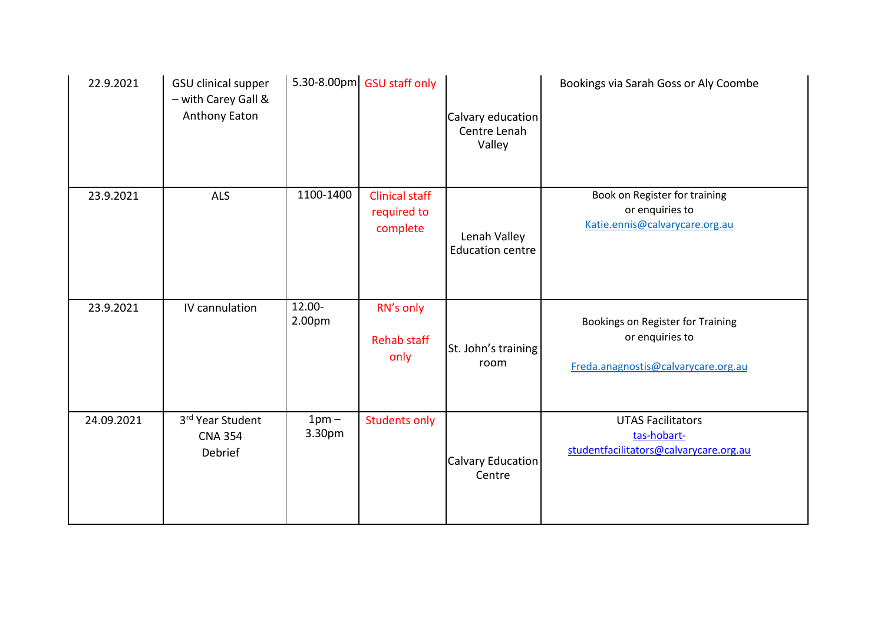| | | | | | |
|---|---|---|---|---|---|
| 22.9.2021 | GSU clinical supper – with Carey Gall & Anthony Eaton | 5.30-8.00pm | GSU staff only | Calvary education Centre Lenah Valley | Bookings via Sarah Goss or Aly Coombe |
| 23.9.2021 | ALS | 1100-1400 | Clinical staff required to complete | Lenah Valley Education centre | Book on Register for training or enquiries to Katie.ennis@calvarycare.org.au |
| 23.9.2021 | IV cannulation | 12.00-2.00pm | RN's only<br><br>Rehab staff only | St. John's training room | Bookings on Register for Training or enquiries to<br><br>Freda.anagnostis@calvarycare.org.au |
| 24.09.2021 | 3rd Year Student CNA 354 Debrief | 1pm – 3.30pm | Students only | Calvary Education Centre | UTAS Facilitators tas-hobart-studentfacilitators@calvarycare.org.au |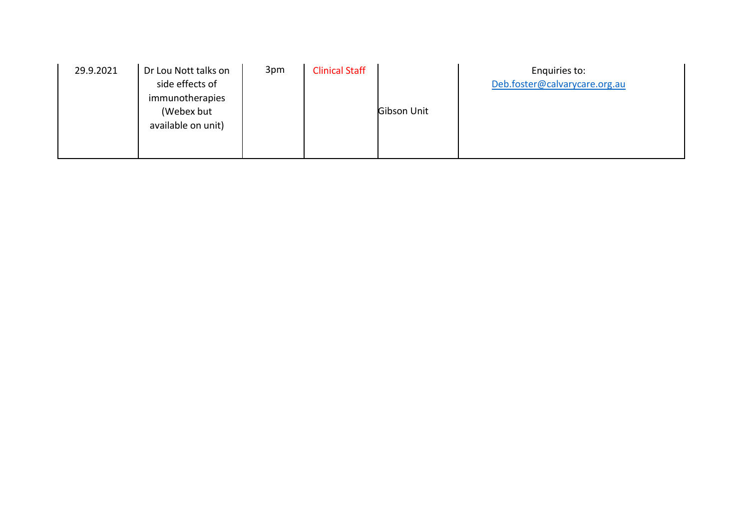| | | | | | |
|---|---|---|---|---|---|
| 29.9.2021 | Dr Lou Nott talks on side effects of immunotherapies (Webex but available on unit) | 3pm | Clinical Staff | Gibson Unit | Enquiries to: Deb.foster@calvarycare.org.au |